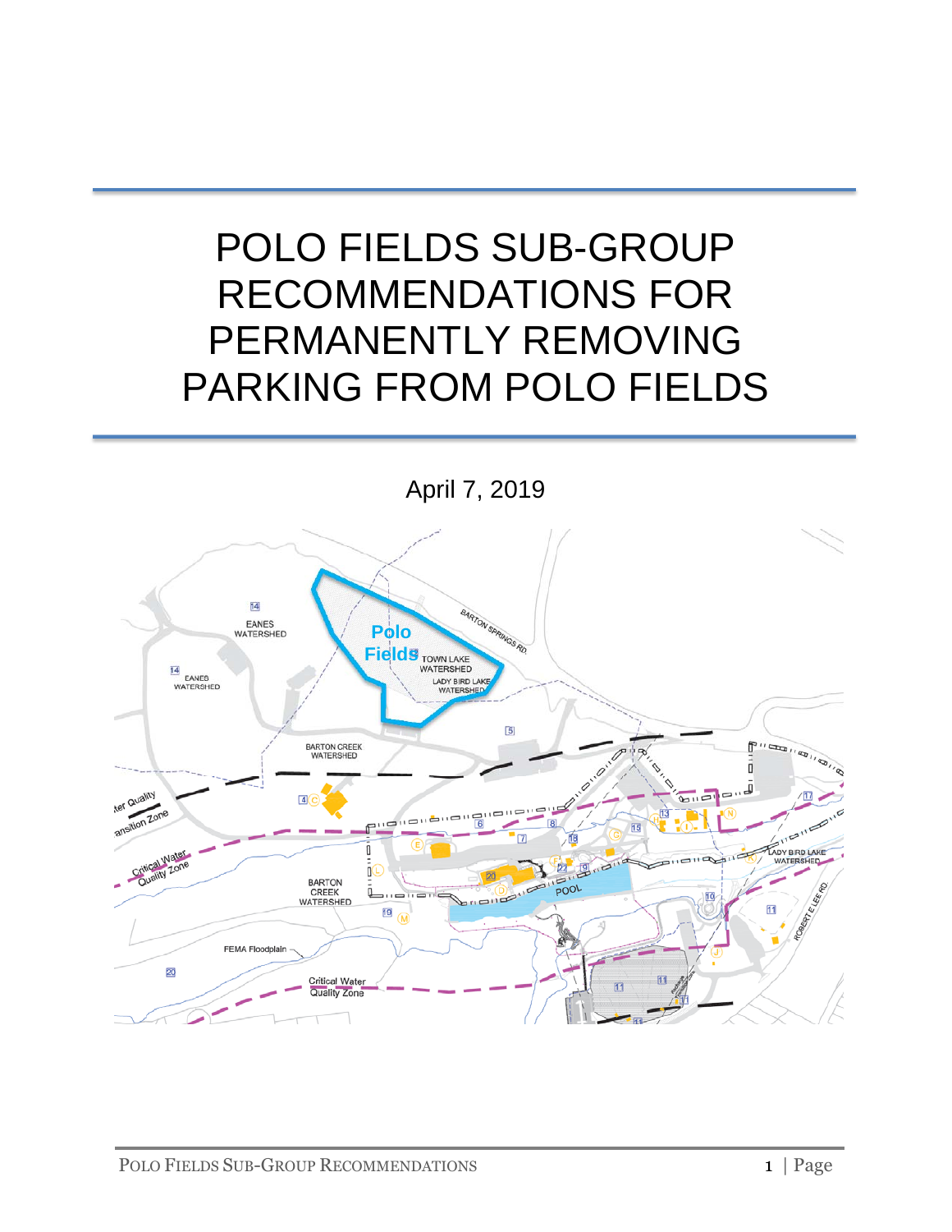# POLO FIELDS SUB-GROUP RECOMMENDATIONS FOR PERMANENTLY REMOVING PARKING FROM POLO FIELDS

April 7, 2019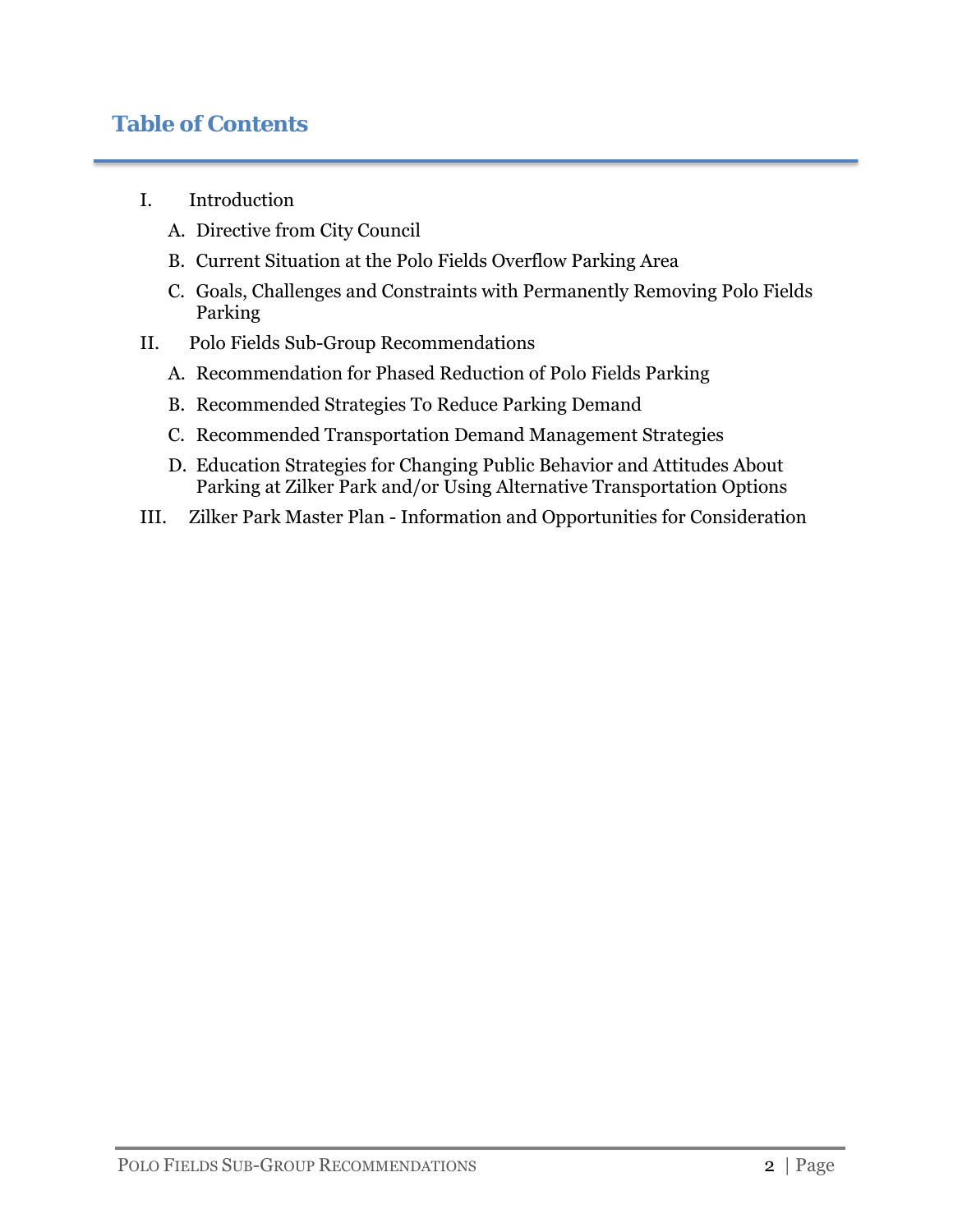# Table of Contents

I. Introduction

   A. Directive from City Council

   B. Current Situation at the Polo Fields Overflow Parking Area

   C. Goals, Challenges and Constraints with Permanently Removing Polo Fields Parking

II. Polo Fields Sub-Group Recommendations

   A. Recommendation for Phased Reduction of Polo Fields Parking

   B. Recommended Strategies To Reduce Parking Demand

   C. Recommended Transportation Demand Management Strategies

   D. Education Strategies for Changing Public Behavior and Attitudes About Parking at Zilker Park and/or Using Alternative Transportation Options

III. Zilker Park Master Plan - Information and Opportunities for Consideration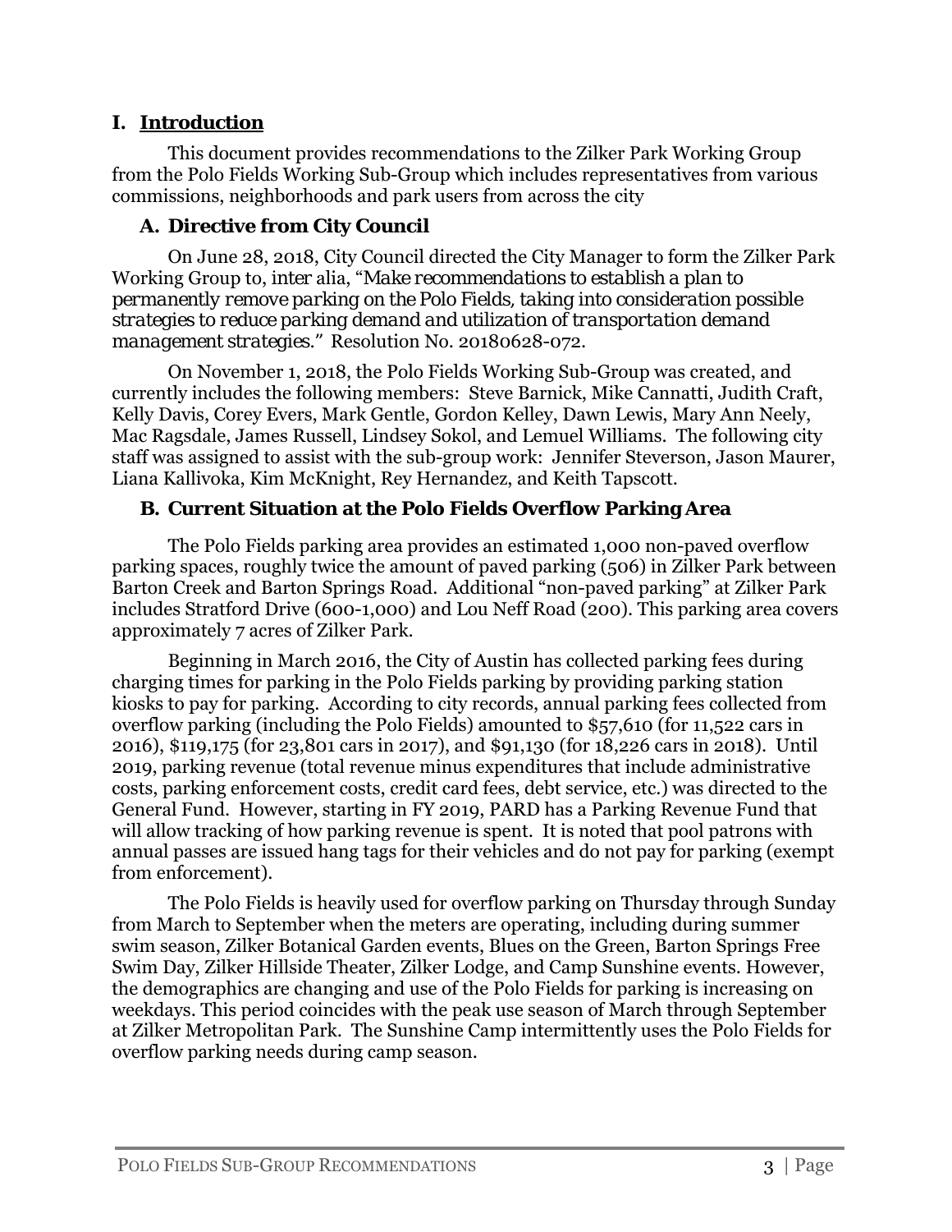# I. Introduction

This document provides recommendations to the Zilker Park Working Group from the Polo Fields Working Sub-Group which includes representatives from various commissions, neighborhoods and park users from across the city

## A. Directive from City Council

On June 28, 2018, City Council directed the City Manager to form the Zilker Park Working Group to, *inter alia*, "*Make recommendations to establish a plan to permanently remove parking on the Polo Fields, taking into consideration possible strategies to reduce parking demand and utilization of transportation demand management strategies.*" Resolution No. 20180628-072.

On November 1, 2018, the Polo Fields Working Sub-Group was created, and currently includes the following members: Steve Barnick, Mike Cannatti, Judith Craft, Kelly Davis, Corey Evers, Mark Gentle, Gordon Kelley, Dawn Lewis, Mary Ann Neely, Mac Ragsdale, James Russell, Lindsey Sokol, and Lemuel Williams. The following city staff was assigned to assist with the sub-group work: Jennifer Steverson, Jason Maurer, Liana Kallivoka, Kim McKnight, Rey Hernandez, and Keith Tapscott.

## B. Current Situation at the Polo Fields Overflow Parking Area

The Polo Fields parking area provides an estimated 1,000 non-paved overflow parking spaces, roughly twice the amount of paved parking (506) in Zilker Park between Barton Creek and Barton Springs Road. Additional "non-paved parking" at Zilker Park includes Stratford Drive (600-1,000) and Lou Neff Road (200). This parking area covers approximately 7 acres of Zilker Park.

Beginning in March 2016, the City of Austin has collected parking fees during charging times for parking in the Polo Fields parking by providing parking station kiosks to pay for parking. According to city records, annual parking fees collected from overflow parking (including the Polo Fields) amounted to $57,610 (for 11,522 cars in 2016), $119,175 (for 23,801 cars in 2017), and $91,130 (for 18,226 cars in 2018). Until 2019, parking revenue (total revenue minus expenditures that include administrative costs, parking enforcement costs, credit card fees, debt service, etc.) was directed to the General Fund. However, starting in FY 2019, PARD has a Parking Revenue Fund that will allow tracking of how parking revenue is spent. It is noted that pool patrons with annual passes are issued hang tags for their vehicles and do not pay for parking (exempt from enforcement).

The Polo Fields is heavily used for overflow parking on Thursday through Sunday from March to September when the meters are operating, including during summer swim season, Zilker Botanical Garden events, Blues on the Green, Barton Springs Free Swim Day, Zilker Hillside Theater, Zilker Lodge, and Camp Sunshine events. However, the demographics are changing and use of the Polo Fields for parking is increasing on weekdays. This period coincides with the peak use season of March through September at Zilker Metropolitan Park. The Sunshine Camp intermittently uses the Polo Fields for overflow parking needs during camp season.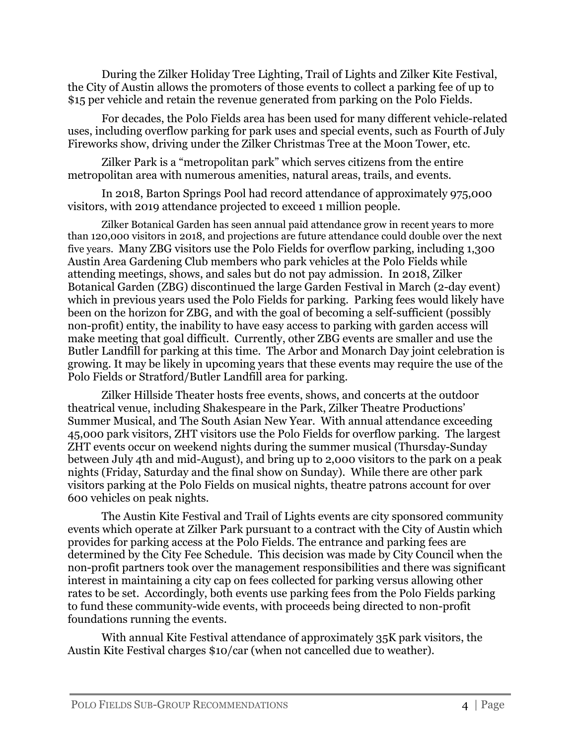During the Zilker Holiday Tree Lighting, Trail of Lights and Zilker Kite Festival, the City of Austin allows the promoters of those events to collect a parking fee of up to $15 per vehicle and retain the revenue generated from parking on the Polo Fields.

For decades, the Polo Fields area has been used for many different vehicle-related uses, including overflow parking for park uses and special events, such as Fourth of July Fireworks show, driving under the Zilker Christmas Tree at the Moon Tower, etc.

Zilker Park is a "metropolitan park" which serves citizens from the entire metropolitan area with numerous amenities, natural areas, trails, and events.

In 2018, Barton Springs Pool had record attendance of approximately 975,000 visitors, with 2019 attendance projected to exceed 1 million people.

Zilker Botanical Garden has seen annual paid attendance grow in recent years to more than 120,000 visitors in 2018, and projections are future attendance could double over the next five years. Many ZBG visitors use the Polo Fields for overflow parking, including 1,300 Austin Area Gardening Club members who park vehicles at the Polo Fields while attending meetings, shows, and sales but do not pay admission. In 2018, Zilker Botanical Garden (ZBG) discontinued the large Garden Festival in March (2-day event) which in previous years used the Polo Fields for parking. Parking fees would likely have been on the horizon for ZBG, and with the goal of becoming a self-sufficient (possibly non-profit) entity, the inability to have easy access to parking with garden access will make meeting that goal difficult. Currently, other ZBG events are smaller and use the Butler Landfill for parking at this time. The Arbor and Monarch Day joint celebration is growing. It may be likely in upcoming years that these events may require the use of the Polo Fields or Stratford/Butler Landfill area for parking.

Zilker Hillside Theater hosts free events, shows, and concerts at the outdoor theatrical venue, including Shakespeare in the Park, Zilker Theatre Productions' Summer Musical, and The South Asian New Year. With annual attendance exceeding 45,000 park visitors, ZHT visitors use the Polo Fields for overflow parking. The largest ZHT events occur on weekend nights during the summer musical (Thursday-Sunday between July 4th and mid-August), and bring up to 2,000 visitors to the park on a peak nights (Friday, Saturday and the final show on Sunday). While there are other park visitors parking at the Polo Fields on musical nights, theatre patrons account for over 600 vehicles on peak nights.

The Austin Kite Festival and Trail of Lights events are city sponsored community events which operate at Zilker Park pursuant to a contract with the City of Austin which provides for parking access at the Polo Fields. The entrance and parking fees are determined by the City Fee Schedule. This decision was made by City Council when the non-profit partners took over the management responsibilities and there was significant interest in maintaining a city cap on fees collected for parking versus allowing other rates to be set. Accordingly, both events use parking fees from the Polo Fields parking to fund these community-wide events, with proceeds being directed to non-profit foundations running the events.

With annual Kite Festival attendance of approximately 35K park visitors, the Austin Kite Festival charges $10/car (when not cancelled due to weather).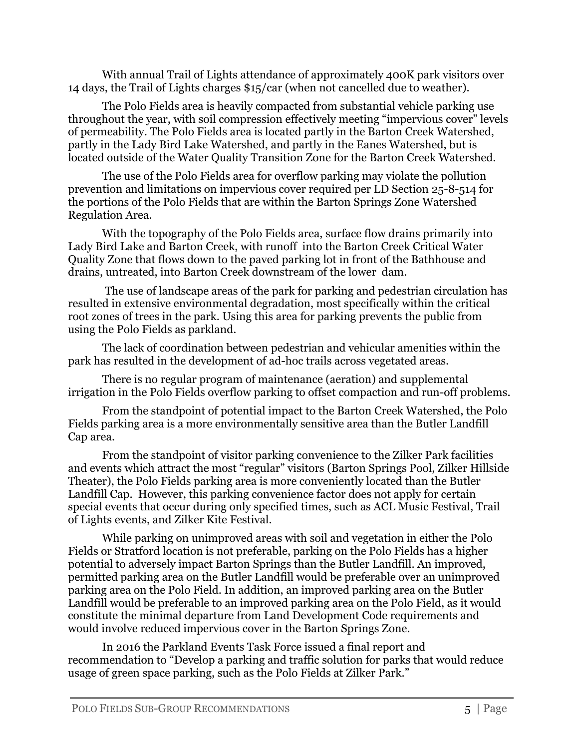With annual Trail of Lights attendance of approximately 400K park visitors over 14 days, the Trail of Lights charges $15/car (when not cancelled due to weather).

The Polo Fields area is heavily compacted from substantial vehicle parking use throughout the year, with soil compression effectively meeting "impervious cover" levels of permeability. The Polo Fields area is located partly in the Barton Creek Watershed, partly in the Lady Bird Lake Watershed, and partly in the Eanes Watershed, but is located outside of the Water Quality Transition Zone for the Barton Creek Watershed.

The use of the Polo Fields area for overflow parking may violate the pollution prevention and limitations on impervious cover required per LD Section 25-8-514 for the portions of the Polo Fields that are within the Barton Springs Zone Watershed Regulation Area.

With the topography of the Polo Fields area, surface flow drains primarily into Lady Bird Lake and Barton Creek, with runoff into the Barton Creek Critical Water Quality Zone that flows down to the paved parking lot in front of the Bathhouse and drains, untreated, into Barton Creek downstream of the lower dam.

The use of landscape areas of the park for parking and pedestrian circulation has resulted in extensive environmental degradation, most specifically within the critical root zones of trees in the park. Using this area for parking prevents the public from using the Polo Fields as parkland.

The lack of coordination between pedestrian and vehicular amenities within the park has resulted in the development of ad-hoc trails across vegetated areas.

There is no regular program of maintenance (aeration) and supplemental irrigation in the Polo Fields overflow parking to offset compaction and run-off problems.

From the standpoint of potential impact to the Barton Creek Watershed, the Polo Fields parking area is a more environmentally sensitive area than the Butler Landfill Cap area.

From the standpoint of visitor parking convenience to the Zilker Park facilities and events which attract the most "regular" visitors (Barton Springs Pool, Zilker Hillside Theater), the Polo Fields parking area is more conveniently located than the Butler Landfill Cap. However, this parking convenience factor does not apply for certain special events that occur during only specified times, such as ACL Music Festival, Trail of Lights events, and Zilker Kite Festival.

While parking on unimproved areas with soil and vegetation in either the Polo Fields or Stratford location is not preferable, parking on the Polo Fields has a higher potential to adversely impact Barton Springs than the Butler Landfill. An improved, permitted parking area on the Butler Landfill would be preferable over an unimproved parking area on the Polo Field. In addition, an improved parking area on the Butler Landfill would be preferable to an improved parking area on the Polo Field, as it would constitute the minimal departure from Land Development Code requirements and would involve reduced impervious cover in the Barton Springs Zone.

In 2016 the Parkland Events Task Force issued a final report and recommendation to "Develop a parking and traffic solution for parks that would reduce usage of green space parking, such as the Polo Fields at Zilker Park."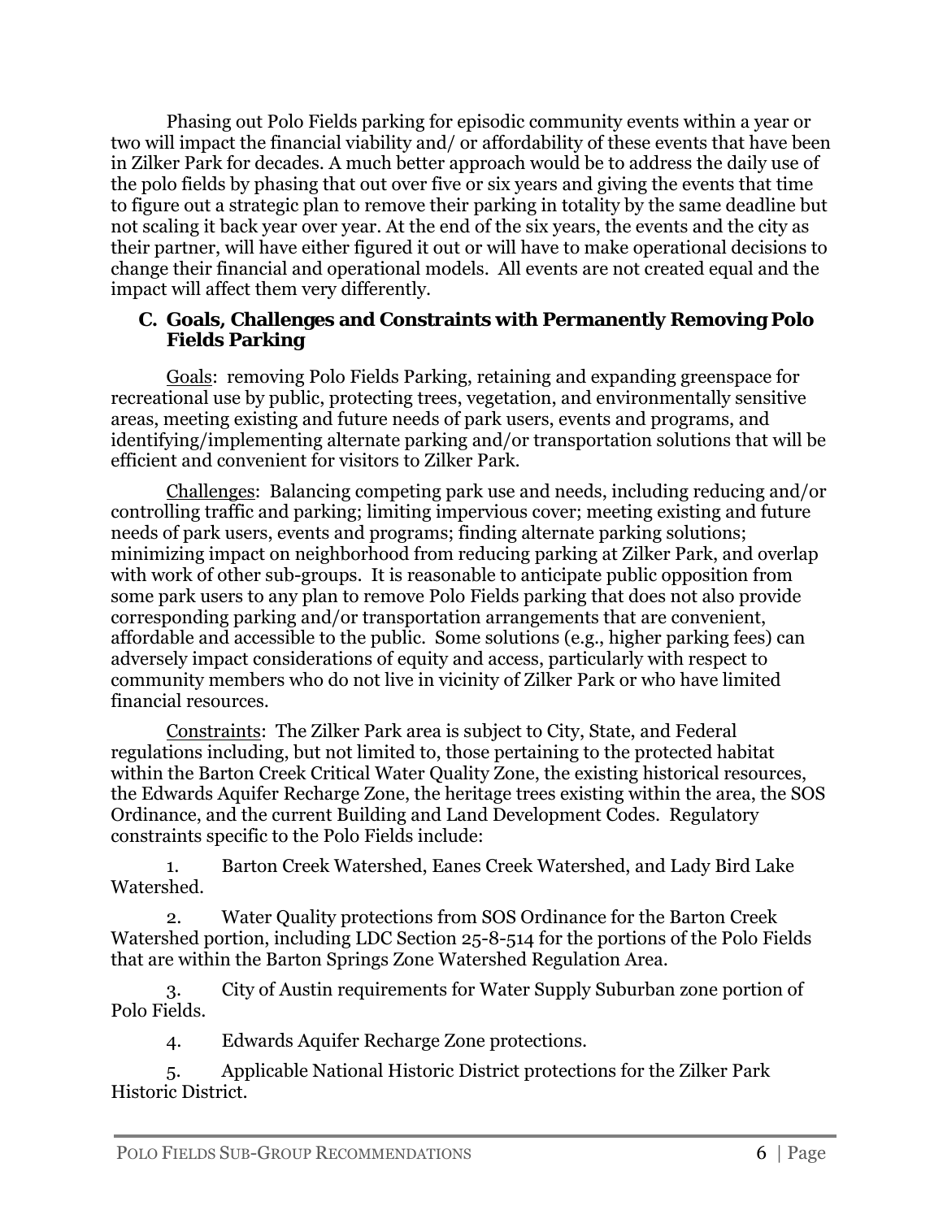Phasing out Polo Fields parking for episodic community events within a year or two will impact the financial viability and/ or affordability of these events that have been in Zilker Park for decades. A much better approach would be to address the daily use of the polo fields by phasing that out over five or six years and giving the events that time to figure out a strategic plan to remove their parking in totality by the same deadline but not scaling it back year over year. At the end of the six years, the events and the city as their partner, will have either figured it out or will have to make operational decisions to change their financial and operational models. All events are not created equal and the impact will affect them very differently.

### C. Goals, Challenges and Constraints with Permanently Removing Polo Fields Parking

Goals: removing Polo Fields Parking, retaining and expanding greenspace for recreational use by public, protecting trees, vegetation, and environmentally sensitive areas, meeting existing and future needs of park users, events and programs, and identifying/implementing alternate parking and/or transportation solutions that will be efficient and convenient for visitors to Zilker Park.

Challenges: Balancing competing park use and needs, including reducing and/or controlling traffic and parking; limiting impervious cover; meeting existing and future needs of park users, events and programs; finding alternate parking solutions; minimizing impact on neighborhood from reducing parking at Zilker Park, and overlap with work of other sub-groups. It is reasonable to anticipate public opposition from some park users to any plan to remove Polo Fields parking that does not also provide corresponding parking and/or transportation arrangements that are convenient, affordable and accessible to the public. Some solutions (e.g., higher parking fees) can adversely impact considerations of equity and access, particularly with respect to community members who do not live in vicinity of Zilker Park or who have limited financial resources.

Constraints: The Zilker Park area is subject to City, State, and Federal regulations including, but not limited to, those pertaining to the protected habitat within the Barton Creek Critical Water Quality Zone, the existing historical resources, the Edwards Aquifer Recharge Zone, the heritage trees existing within the area, the SOS Ordinance, and the current Building and Land Development Codes. Regulatory constraints specific to the Polo Fields include:

1. Barton Creek Watershed, Eanes Creek Watershed, and Lady Bird Lake Watershed.
2. Water Quality protections from SOS Ordinance for the Barton Creek Watershed portion, including LDC Section 25-8-514 for the portions of the Polo Fields that are within the Barton Springs Zone Watershed Regulation Area.
3. City of Austin requirements for Water Supply Suburban zone portion of Polo Fields.
4. Edwards Aquifer Recharge Zone protections.
5. Applicable National Historic District protections for the Zilker Park Historic District.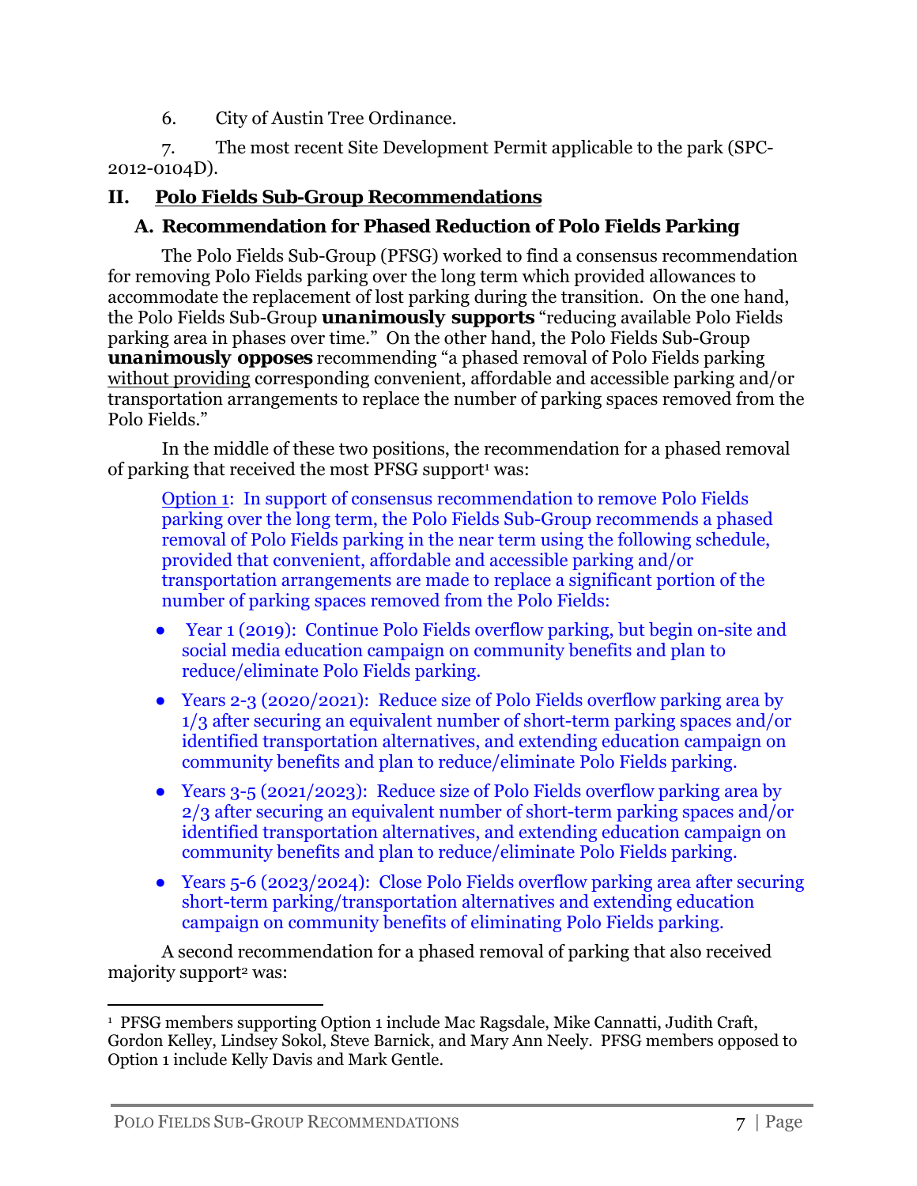6. City of Austin Tree Ordinance.

7. The most recent Site Development Permit applicable to the park (SPC-2012-0104D).

## II. Polo Fields Sub-Group Recommendations

### A. Recommendation for Phased Reduction of Polo Fields Parking

The Polo Fields Sub-Group (PFSG) worked to find a consensus recommendation for removing Polo Fields parking over the long term which provided allowances to accommodate the replacement of lost parking during the transition. On the one hand, the Polo Fields Sub-Group **unanimously supports** "reducing available Polo Fields parking area in phases over time." On the other hand, the Polo Fields Sub-Group **unanimously opposes** recommending "a phased removal of Polo Fields parking without providing corresponding convenient, affordable and accessible parking and/or transportation arrangements to replace the number of parking spaces removed from the Polo Fields."

In the middle of these two positions, the recommendation for a phased removal of parking that received the most PFSG support[1] was:

> Option 1: In support of consensus recommendation to remove Polo Fields parking over the long term, the Polo Fields Sub-Group recommends a phased removal of Polo Fields parking in the near term using the following schedule, provided that convenient, affordable and accessible parking and/or transportation arrangements are made to replace a significant portion of the number of parking spaces removed from the Polo Fields:
>
> - Year 1 (2019): Continue Polo Fields overflow parking, but begin on-site and social media education campaign on community benefits and plan to reduce/eliminate Polo Fields parking.
> - Years 2-3 (2020/2021): Reduce size of Polo Fields overflow parking area by 1/3 after securing an equivalent number of short-term parking spaces and/or identified transportation alternatives, and extending education campaign on community benefits and plan to reduce/eliminate Polo Fields parking.
> - Years 3-5 (2021/2023): Reduce size of Polo Fields overflow parking area by 2/3 after securing an equivalent number of short-term parking spaces and/or identified transportation alternatives, and extending education campaign on community benefits and plan to reduce/eliminate Polo Fields parking.
> - Years 5-6 (2023/2024): Close Polo Fields overflow parking area after securing short-term parking/transportation alternatives and extending education campaign on community benefits of eliminating Polo Fields parking.

A second recommendation for a phased removal of parking that also received majority support[2] was:

---

[1] PFSG members supporting Option 1 include Mac Ragsdale, Mike Cannatti, Judith Craft, Gordon Kelley, Lindsey Sokol, Steve Barnick, and Mary Ann Neely. PFSG members opposed to Option 1 include Kelly Davis and Mark Gentle.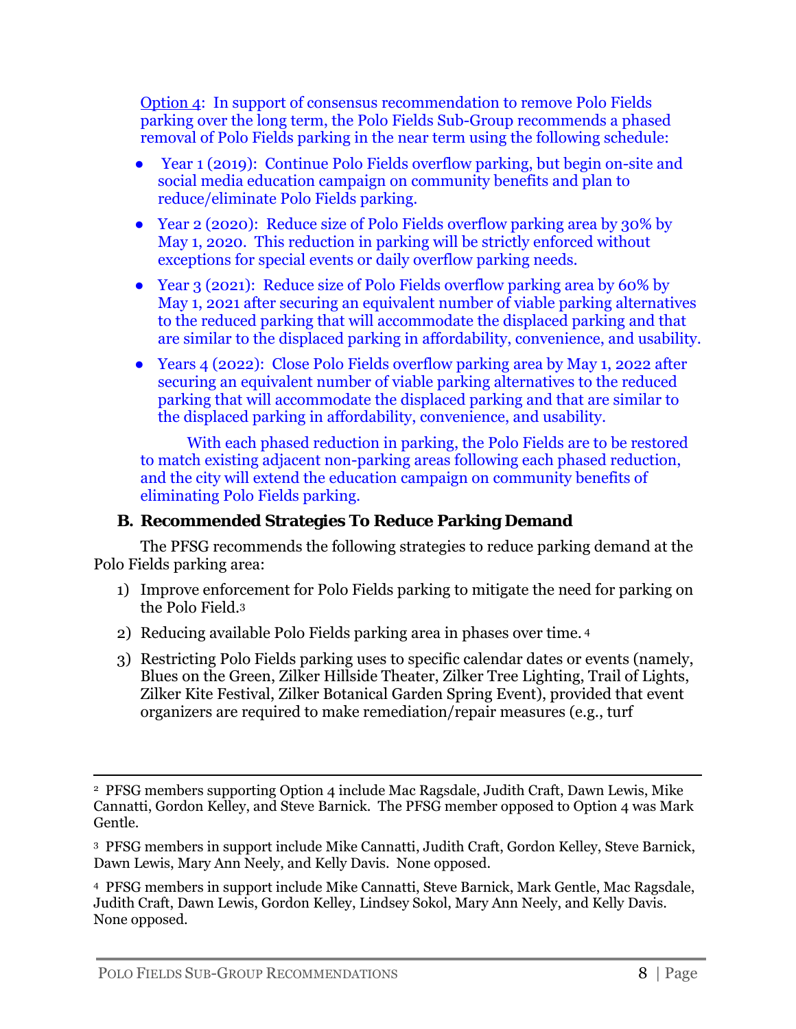Option 4: In support of consensus recommendation to remove Polo Fields parking over the long term, the Polo Fields Sub-Group recommends a phased removal of Polo Fields parking in the near term using the following schedule:

- Year 1 (2019): Continue Polo Fields overflow parking, but begin on-site and social media education campaign on community benefits and plan to reduce/eliminate Polo Fields parking.
- Year 2 (2020): Reduce size of Polo Fields overflow parking area by 30% by May 1, 2020. This reduction in parking will be strictly enforced without exceptions for special events or daily overflow parking needs.
- Year 3 (2021): Reduce size of Polo Fields overflow parking area by 60% by May 1, 2021 after securing an equivalent number of viable parking alternatives to the reduced parking that will accommodate the displaced parking and that are similar to the displaced parking in affordability, convenience, and usability.
- Years 4 (2022): Close Polo Fields overflow parking area by May 1, 2022 after securing an equivalent number of viable parking alternatives to the reduced parking that will accommodate the displaced parking and that are similar to the displaced parking in affordability, convenience, and usability.

With each phased reduction in parking, the Polo Fields are to be restored to match existing adjacent non-parking areas following each phased reduction, and the city will extend the education campaign on community benefits of eliminating Polo Fields parking.

### B. Recommended Strategies To Reduce Parking Demand

The PFSG recommends the following strategies to reduce parking demand at the Polo Fields parking area:

1) Improve enforcement for Polo Fields parking to mitigate the need for parking on the Polo Field.[3]
2) Reducing available Polo Fields parking area in phases over time.[4]
3) Restricting Polo Fields parking uses to specific calendar dates or events (namely, Blues on the Green, Zilker Hillside Theater, Zilker Tree Lighting, Trail of Lights, Zilker Kite Festival, Zilker Botanical Garden Spring Event), provided that event organizers are required to make remediation/repair measures (e.g., turf

---

[2] PFSG members supporting Option 4 include Mac Ragsdale, Judith Craft, Dawn Lewis, Mike Cannatti, Gordon Kelley, and Steve Barnick. The PFSG member opposed to Option 4 was Mark Gentle.

[3] PFSG members in support include Mike Cannatti, Judith Craft, Gordon Kelley, Steve Barnick, Dawn Lewis, Mary Ann Neely, and Kelly Davis. None opposed.

[4] PFSG members in support include Mike Cannatti, Steve Barnick, Mark Gentle, Mac Ragsdale, Judith Craft, Dawn Lewis, Gordon Kelley, Lindsey Sokol, Mary Ann Neely, and Kelly Davis. None opposed.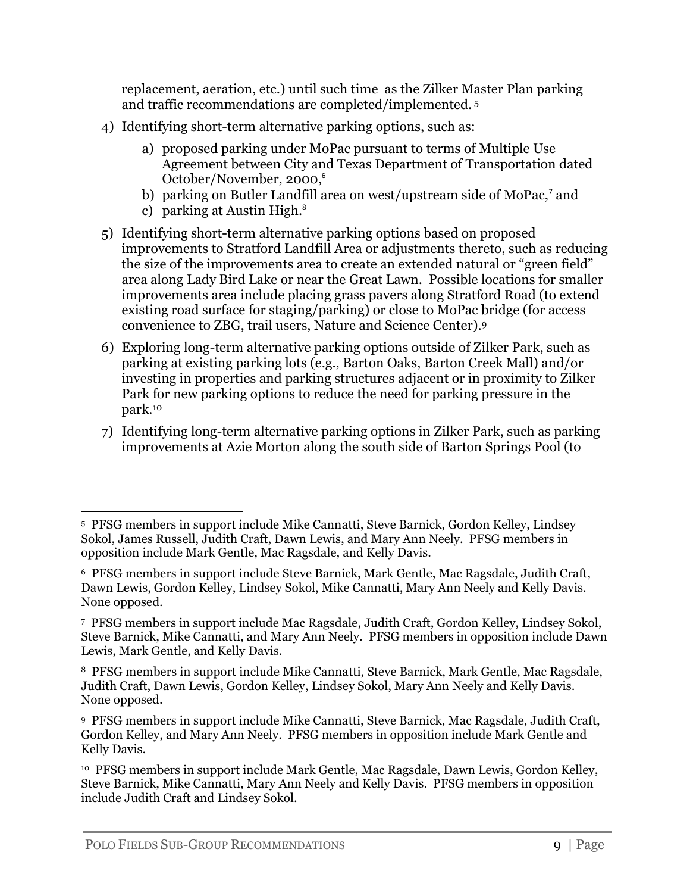replacement, aeration, etc.) until such time as the Zilker Master Plan parking and traffic recommendations are completed/implemented.[5]

4) Identifying short-term alternative parking options, such as:
    a) proposed parking under MoPac pursuant to terms of Multiple Use Agreement between City and Texas Department of Transportation dated October/November, 2000,[6]
    b) parking on Butler Landfill area on west/upstream side of MoPac,[7] and
    c) parking at Austin High.[8]

5) Identifying short-term alternative parking options based on proposed improvements to Stratford Landfill Area or adjustments thereto, such as reducing the size of the improvements area to create an extended natural or "green field" area along Lady Bird Lake or near the Great Lawn. Possible locations for smaller improvements area include placing grass pavers along Stratford Road (to extend existing road surface for staging/parking) or close to MoPac bridge (for access convenience to ZBG, trail users, Nature and Science Center).[9]

6) Exploring long-term alternative parking options outside of Zilker Park, such as parking at existing parking lots (e.g., Barton Oaks, Barton Creek Mall) and/or investing in properties and parking structures adjacent or in proximity to Zilker Park for new parking options to reduce the need for parking pressure in the park.[10]

7) Identifying long-term alternative parking options in Zilker Park, such as parking improvements at Azie Morton along the south side of Barton Springs Pool (to

---

[5] PFSG members in support include Mike Cannatti, Steve Barnick, Gordon Kelley, Lindsey Sokol, James Russell, Judith Craft, Dawn Lewis, and Mary Ann Neely. PFSG members in opposition include Mark Gentle, Mac Ragsdale, and Kelly Davis.

[6] PFSG members in support include Steve Barnick, Mark Gentle, Mac Ragsdale, Judith Craft, Dawn Lewis, Gordon Kelley, Lindsey Sokol, Mike Cannatti, Mary Ann Neely and Kelly Davis. None opposed.

[7] PFSG members in support include Mac Ragsdale, Judith Craft, Gordon Kelley, Lindsey Sokol, Steve Barnick, Mike Cannatti, and Mary Ann Neely. PFSG members in opposition include Dawn Lewis, Mark Gentle, and Kelly Davis.

[8] PFSG members in support include Mike Cannatti, Steve Barnick, Mark Gentle, Mac Ragsdale, Judith Craft, Dawn Lewis, Gordon Kelley, Lindsey Sokol, Mary Ann Neely and Kelly Davis. None opposed.

[9] PFSG members in support include Mike Cannatti, Steve Barnick, Mac Ragsdale, Judith Craft, Gordon Kelley, and Mary Ann Neely. PFSG members in opposition include Mark Gentle and Kelly Davis.

[10] PFSG members in support include Mark Gentle, Mac Ragsdale, Dawn Lewis, Gordon Kelley, Steve Barnick, Mike Cannatti, Mary Ann Neely and Kelly Davis. PFSG members in opposition include Judith Craft and Lindsey Sokol.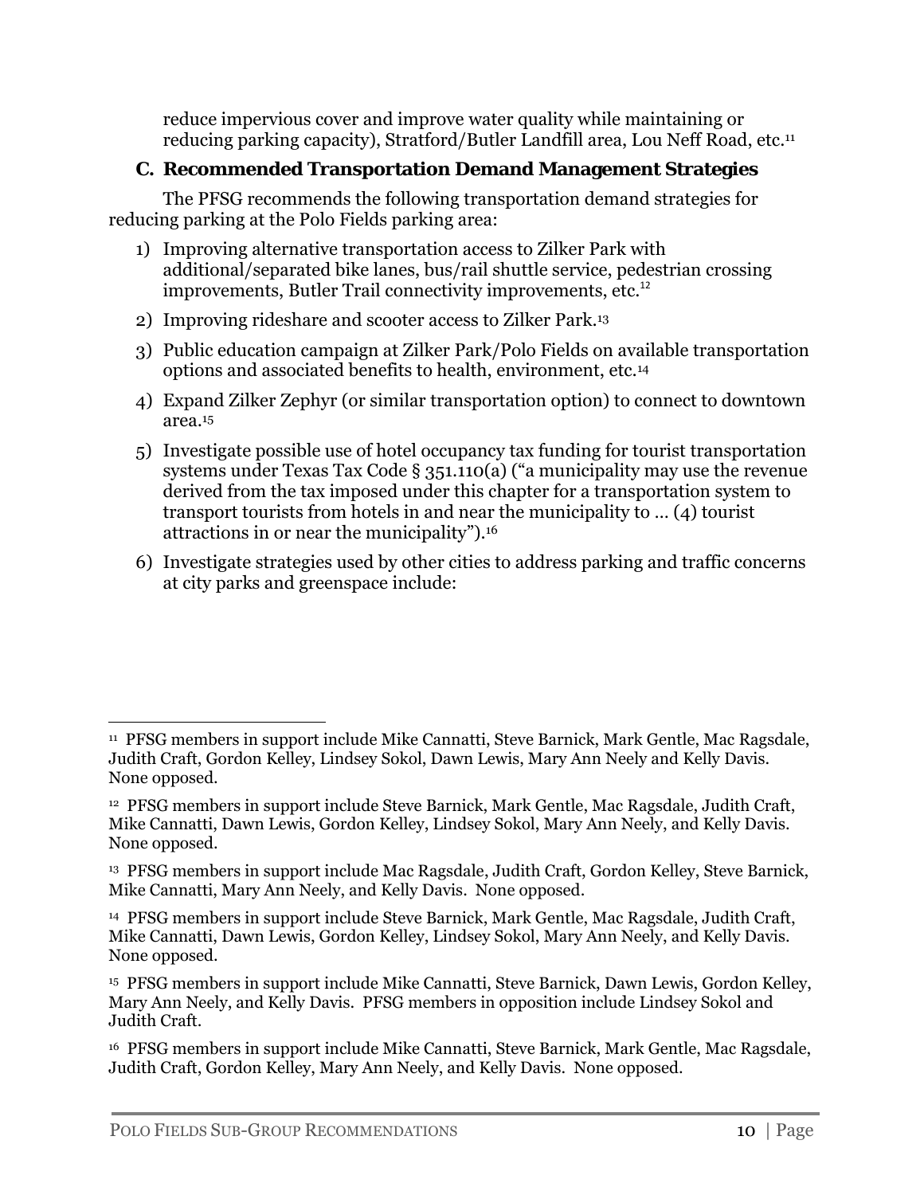reduce impervious cover and improve water quality while maintaining or reducing parking capacity), Stratford/Butler Landfill area, Lou Neff Road, etc.[11]

### C. Recommended Transportation Demand Management Strategies

The PFSG recommends the following transportation demand strategies for reducing parking at the Polo Fields parking area:

1) Improving alternative transportation access to Zilker Park with additional/separated bike lanes, bus/rail shuttle service, pedestrian crossing improvements, Butler Trail connectivity improvements, etc.[12]
2) Improving rideshare and scooter access to Zilker Park.[13]
3) Public education campaign at Zilker Park/Polo Fields on available transportation options and associated benefits to health, environment, etc.[14]
4) Expand Zilker Zephyr (or similar transportation option) to connect to downtown area.[15]
5) Investigate possible use of hotel occupancy tax funding for tourist transportation systems under Texas Tax Code § 351.110(a) ("a municipality may use the revenue derived from the tax imposed under this chapter for a transportation system to transport tourists from hotels in and near the municipality to … (4) tourist attractions in or near the municipality").[16]
6) Investigate strategies used by other cities to address parking and traffic concerns at city parks and greenspace include:

---

[11] PFSG members in support include Mike Cannatti, Steve Barnick, Mark Gentle, Mac Ragsdale, Judith Craft, Gordon Kelley, Lindsey Sokol, Dawn Lewis, Mary Ann Neely and Kelly Davis. None opposed.

[12] PFSG members in support include Steve Barnick, Mark Gentle, Mac Ragsdale, Judith Craft, Mike Cannatti, Dawn Lewis, Gordon Kelley, Lindsey Sokol, Mary Ann Neely, and Kelly Davis. None opposed.

[13] PFSG members in support include Mac Ragsdale, Judith Craft, Gordon Kelley, Steve Barnick, Mike Cannatti, Mary Ann Neely, and Kelly Davis. None opposed.

[14] PFSG members in support include Steve Barnick, Mark Gentle, Mac Ragsdale, Judith Craft, Mike Cannatti, Dawn Lewis, Gordon Kelley, Lindsey Sokol, Mary Ann Neely, and Kelly Davis. None opposed.

[15] PFSG members in support include Mike Cannatti, Steve Barnick, Dawn Lewis, Gordon Kelley, Mary Ann Neely, and Kelly Davis. PFSG members in opposition include Lindsey Sokol and Judith Craft.

[16] PFSG members in support include Mike Cannatti, Steve Barnick, Mark Gentle, Mac Ragsdale, Judith Craft, Gordon Kelley, Mary Ann Neely, and Kelly Davis. None opposed.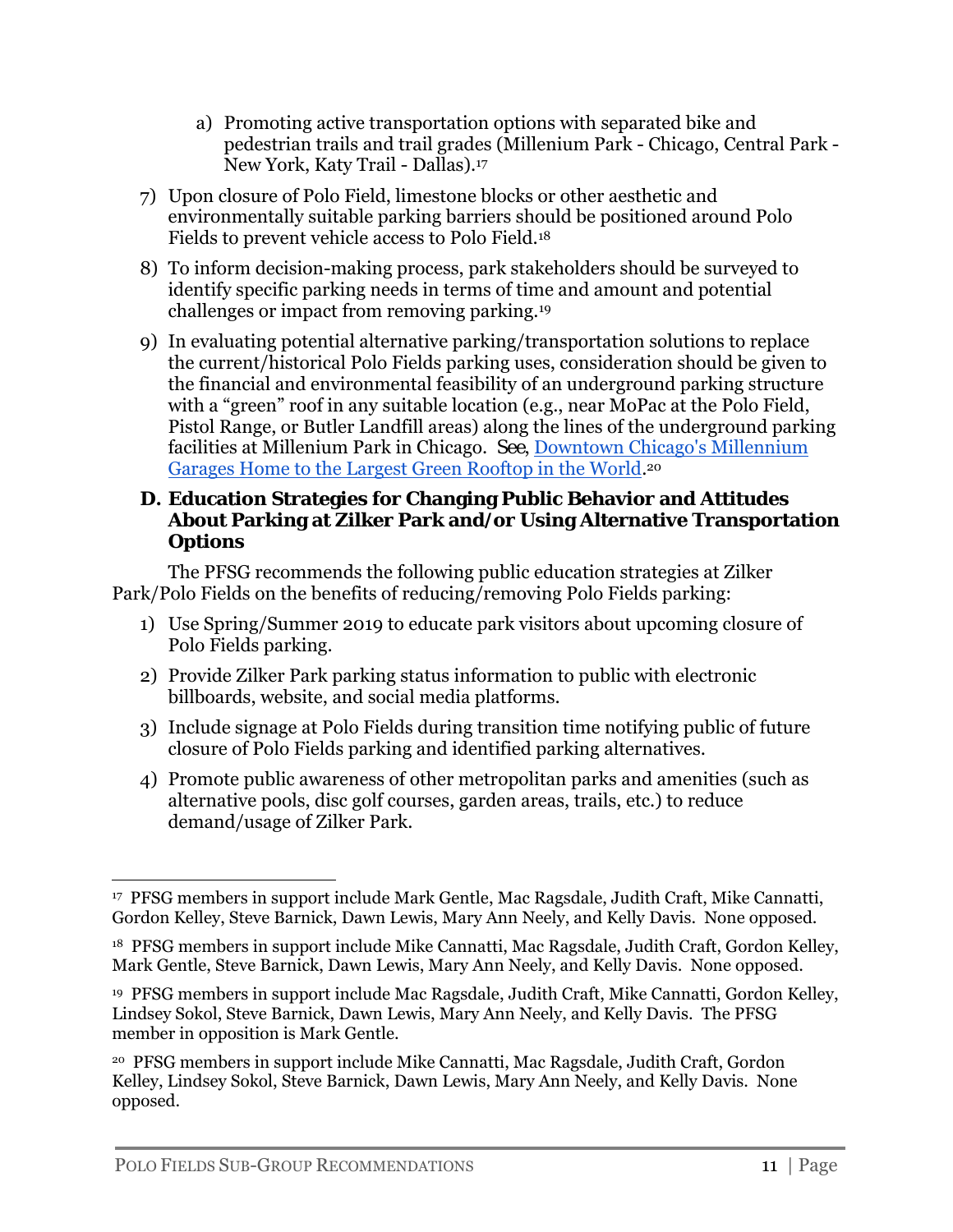a) Promoting active transportation options with separated bike and pedestrian trails and trail grades (Millenium Park - Chicago, Central Park - New York, Katy Trail - Dallas).[17]

7) Upon closure of Polo Field, limestone blocks or other aesthetic and environmentally suitable parking barriers should be positioned around Polo Fields to prevent vehicle access to Polo Field.[18]

8) To inform decision-making process, park stakeholders should be surveyed to identify specific parking needs in terms of time and amount and potential challenges or impact from removing parking.[19]

9) In evaluating potential alternative parking/transportation solutions to replace the current/historical Polo Fields parking uses, consideration should be given to the financial and environmental feasibility of an underground parking structure with a "green" roof in any suitable location (e.g., near MoPac at the Polo Field, Pistol Range, or Butler Landfill areas) along the lines of the underground parking facilities at Millenium Park in Chicago. *See*, Downtown Chicago's Millennium Garages Home to the Largest Green Rooftop in the World.[20]

### D. Education Strategies for Changing Public Behavior and Attitudes About Parking at Zilker Park and/or Using Alternative Transportation Options

The PFSG recommends the following public education strategies at Zilker Park/Polo Fields on the benefits of reducing/removing Polo Fields parking:

1) Use Spring/Summer 2019 to educate park visitors about upcoming closure of Polo Fields parking.

2) Provide Zilker Park parking status information to public with electronic billboards, website, and social media platforms.

3) Include signage at Polo Fields during transition time notifying public of future closure of Polo Fields parking and identified parking alternatives.

4) Promote public awareness of other metropolitan parks and amenities (such as alternative pools, disc golf courses, garden areas, trails, etc.) to reduce demand/usage of Zilker Park.

---

[17] PFSG members in support include Mark Gentle, Mac Ragsdale, Judith Craft, Mike Cannatti, Gordon Kelley, Steve Barnick, Dawn Lewis, Mary Ann Neely, and Kelly Davis. None opposed.

[18] PFSG members in support include Mike Cannatti, Mac Ragsdale, Judith Craft, Gordon Kelley, Mark Gentle, Steve Barnick, Dawn Lewis, Mary Ann Neely, and Kelly Davis. None opposed.

[19] PFSG members in support include Mac Ragsdale, Judith Craft, Mike Cannatti, Gordon Kelley, Lindsey Sokol, Steve Barnick, Dawn Lewis, Mary Ann Neely, and Kelly Davis. The PFSG member in opposition is Mark Gentle.

[20] PFSG members in support include Mike Cannatti, Mac Ragsdale, Judith Craft, Gordon Kelley, Lindsey Sokol, Steve Barnick, Dawn Lewis, Mary Ann Neely, and Kelly Davis. None opposed.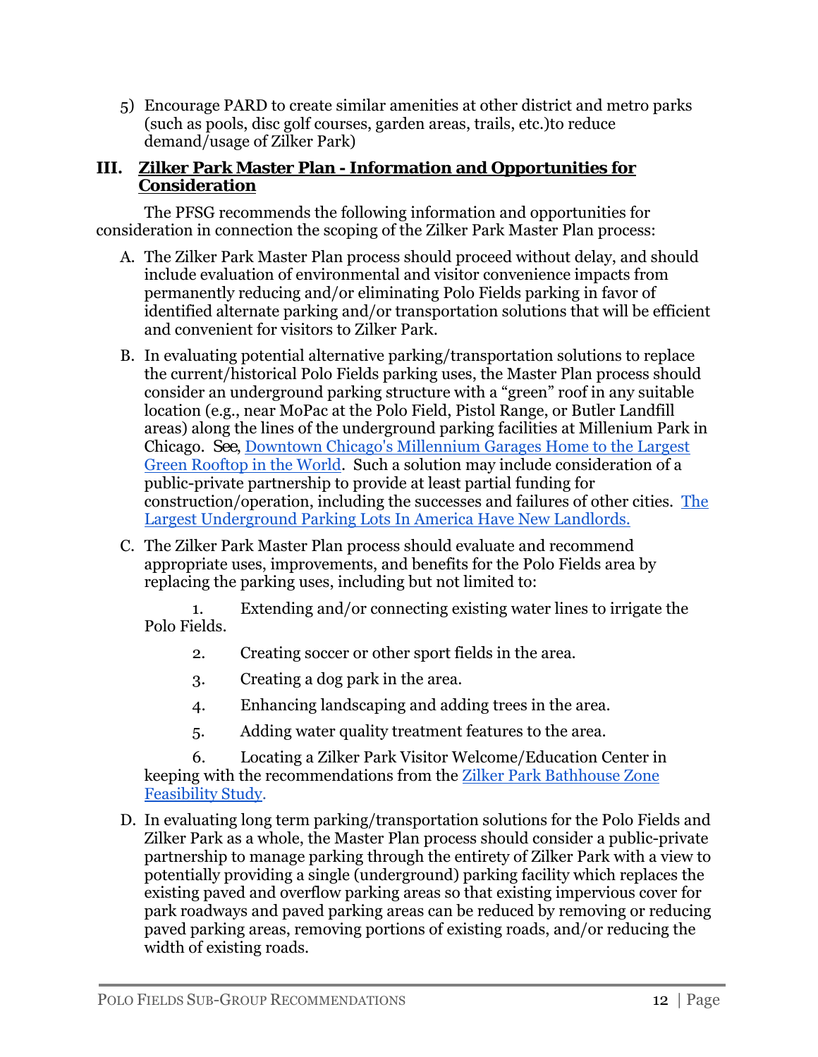5) Encourage PARD to create similar amenities at other district and metro parks (such as pools, disc golf courses, garden areas, trails, etc.)to reduce demand/usage of Zilker Park)

## III. Zilker Park Master Plan - Information and Opportunities for Consideration

The PFSG recommends the following information and opportunities for consideration in connection the scoping of the Zilker Park Master Plan process:

A. The Zilker Park Master Plan process should proceed without delay, and should include evaluation of environmental and visitor convenience impacts from permanently reducing and/or eliminating Polo Fields parking in favor of identified alternate parking and/or transportation solutions that will be efficient and convenient for visitors to Zilker Park.

B. In evaluating potential alternative parking/transportation solutions to replace the current/historical Polo Fields parking uses, the Master Plan process should consider an underground parking structure with a "green" roof in any suitable location (e.g., near MoPac at the Polo Field, Pistol Range, or Butler Landfill areas) along the lines of the underground parking facilities at Millenium Park in Chicago. *See*, Downtown Chicago's Millennium Garages Home to the Largest Green Rooftop in the World. Such a solution may include consideration of a public-private partnership to provide at least partial funding for construction/operation, including the successes and failures of other cities. The Largest Underground Parking Lots In America Have New Landlords.

C. The Zilker Park Master Plan process should evaluate and recommend appropriate uses, improvements, and benefits for the Polo Fields area by replacing the parking uses, including but not limited to:

1. Extending and/or connecting existing water lines to irrigate the Polo Fields.
2. Creating soccer or other sport fields in the area.
3. Creating a dog park in the area.
4. Enhancing landscaping and adding trees in the area.
5. Adding water quality treatment features to the area.
6. Locating a Zilker Park Visitor Welcome/Education Center in keeping with the recommendations from the Zilker Park Bathhouse Zone Feasibility Study.

D. In evaluating long term parking/transportation solutions for the Polo Fields and Zilker Park as a whole, the Master Plan process should consider a public-private partnership to manage parking through the entirety of Zilker Park with a view to potentially providing a single (underground) parking facility which replaces the existing paved and overflow parking areas so that existing impervious cover for park roadways and paved parking areas can be reduced by removing or reducing paved parking areas, removing portions of existing roads, and/or reducing the width of existing roads.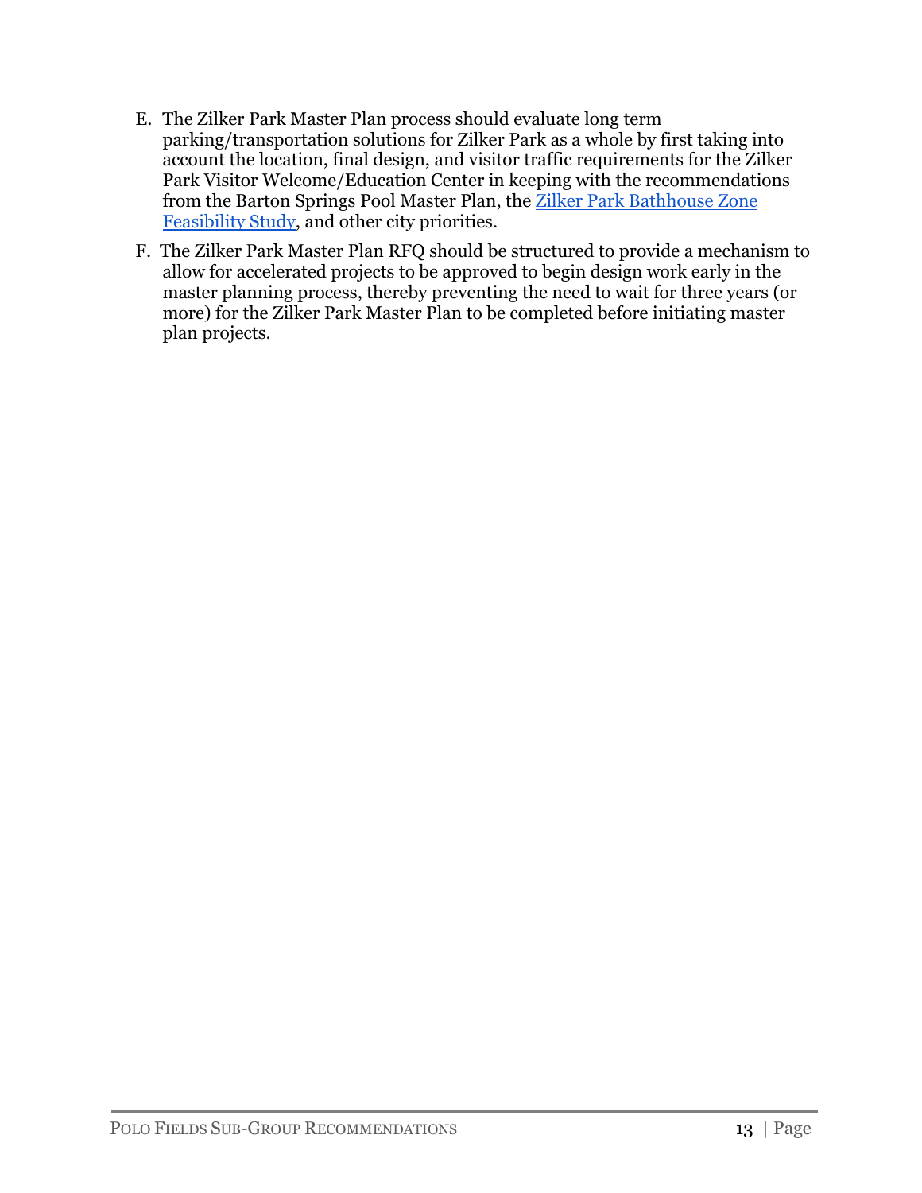E. The Zilker Park Master Plan process should evaluate long term parking/transportation solutions for Zilker Park as a whole by first taking into account the location, final design, and visitor traffic requirements for the Zilker Park Visitor Welcome/Education Center in keeping with the recommendations from the Barton Springs Pool Master Plan, the Zilker Park Bathhouse Zone Feasibility Study, and other city priorities.

F. The Zilker Park Master Plan RFQ should be structured to provide a mechanism to allow for accelerated projects to be approved to begin design work early in the master planning process, thereby preventing the need to wait for three years (or more) for the Zilker Park Master Plan to be completed before initiating master plan projects.